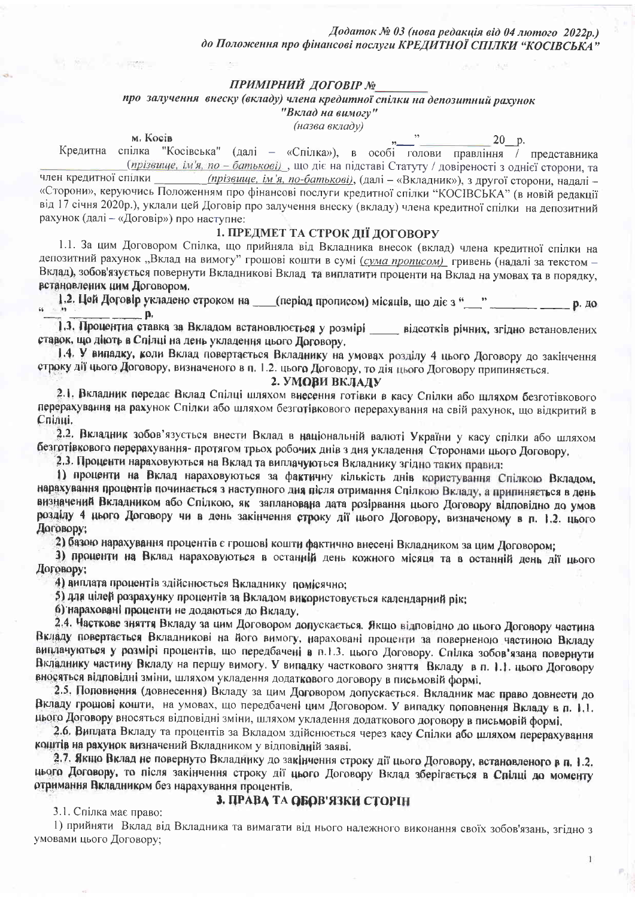*Додаток № 03 (нова редакція від 04 лютого 2022р.)*
*до Положення про фінансові послуги КРЕДИТНОЇ СПІЛКИ "КОСІВСЬКА"*

## *ПРИМІРНИЙ ДОГОВІР №________*

*про залучення внеску (вкладу) члена кредитної спілки на депозитний рахунок*
*"Вклад на вимогу"*
*(назва вкладу)*

м. Косів „___"__________ 20__ р.

Кредитна спілка "Косівська" (далі – «Спілка»), в особі голови правління / представника ____________(*прізвище, ім'я, по – батькові)* , що діє на підставі Статуту / довіреності з однієї сторони, та член кредитної спілки ________(*прізвище, ім'я, по-батькові*), (далі – «Вкладник»), з другої сторони, надалі – «Сторони», керуючись Положенням про фінансові послуги кредитної спілки "КОСІВСЬКА" (в новій редакції від 17 січня 2020р.), уклали цей Договір про залучення внеску (вкладу) члена кредитної спілки на депозитний рахунок (далі – «Договір») про наступне:

### 1. ПРЕДМЕТ ТА СТРОК ДІЇ ДОГОВОРУ

1.1. За цим Договором Спілка, що прийняла від Вкладника внесок (вклад) члена кредитної спілки на депозитний рахунок „Вклад на вимогу" грошові кошти в сумі (*сума прописом*) гривень (надалі за текстом – Вклад), зобов'язується повернути Вкладникові Вклад та виплатити проценти на Вклад на умовах та в порядку, встановлених цим Договором.

1.2. Цей Договір укладено строком на ____(період прописом) місяців, що діє з "___" ________ _____ р. до "___" ________ _____ р.

1.3. Процентна ставка за Вкладом встановлюється у розмірі _____ відсотків річних, згідно встановлених ставок, що діють в Спілці на день укладення цього Договору.

1.4. У випадку, коли Вклад повертається Вкладнику на умовах розділу 4 цього Договору до закінчення строку дії цього Договору, визначеного в п. 1.2. цього Договору, то дія цього Договору припиняється.

### 2. УМОВИ ВКЛАДУ

2.1. Вкладник передає Вклад Спілці шляхом внесення готівки в касу Спілки або шляхом безготівкового перерахування на рахунок Спілки або шляхом безготівкового перерахування на свій рахунок, що відкритий в Спілці.

2.2. Вкладник зобов'язується внести Вклад в національній валюті України у касу спілки або шляхом безготівкового перерахування- протягом трьох робочих днів з дня укладення Сторонами цього Договору.

2.3. Проценти нараховуються на Вклад та виплачуються Вкладнику згідно таких правил:

1) проценти на Вклад нараховуються за фактичну кількість днів користування Спілкою Вкладом, нарахування процентів починається з наступного дня після отримання Спілкою Вкладу, а припиняється в день визначений Вкладником або Спілкою, як запланована дата розірвання цього Договору відповідно до умов розділу 4 цього Договору чи в день закінчення строку дії цього Договору, визначеному в п. 1.2. цього Договору;

2) базою нарахування процентів є грошові кошти фактично внесені Вкладником за цим Договором;

3) проценти на Вклад нараховуються в останній день кожного місяця та в останній день дії цього Договору;

4) виплата процентів здійснюється Вкладнику помісячно;

5) для цілей розрахунку процентів за Вкладом використовується календарний рік;

6) нараховані проценти не додаються до Вкладу.

2.4. Часткове зняття Вкладу за цим Договором допускається. Якщо відповідно до цього Договору частина Вкладу повертається Вкладникові на його вимогу, нараховані проценти за поверненою частиною Вкладу виплачуються у розмірі процентів, що передбачені в п.1.3. цього Договору. Спілка зобов'язана повернути Вкладнику частину Вкладу на першу вимогу. У випадку часткового зняття Вкладу в п. 1.1. цього Договору вносяться відповідні зміни, шляхом укладення додаткового договору в письмовій формі.

2.5. Поповнення (довнесення) Вкладу за цим Договором допускається. Вкладник має право довнести до Вкладу грошові кошти, на умовах, що передбачені цим Договором. У випадку поповнення Вкладу в п. 1.1. цього Договору вносяться відповідні зміни, шляхом укладення додаткового договору в письмовій формі.

2.6. Виплата Вкладу та процентів за Вкладом здійснюється через касу Спілки або шляхом перерахування коштів на рахунок визначений Вкладником у відповідній заяві.

2.7. Якщо Вклад не повернуто Вкладнику до закінчення строку дії цього Договору, встановленого в п. 1.2. цього Договору, то після закінчення строку дії цього Договору Вклад зберігається в Спілці до моменту отримання Вкладником без нарахування процентів.

### 3. ПРАВА ТА ОБОВ'ЯЗКИ СТОРІН

3.1. Спілка має право:

1) прийняти Вклад від Вкладника та вимагати від нього належного виконання своїх зобов'язань, згідно з умовами цього Договору;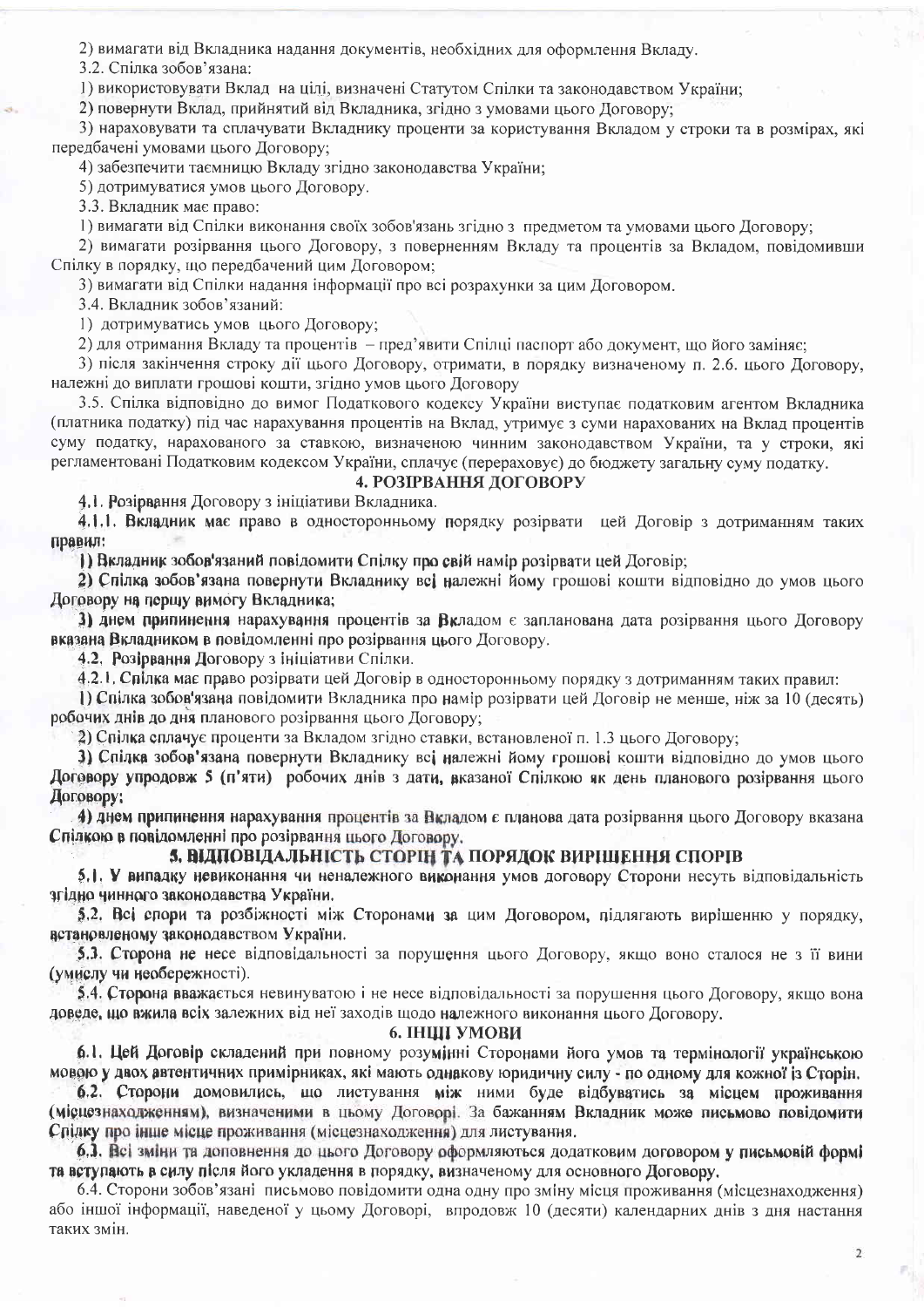2) вимагати від Вкладника надання документів, необхідних для оформлення Вкладу.

3.2. Спілка зобов'язана:

1) використовувати Вклад на цілі, визначені Статутом Спілки та законодавством України;

2) повернути Вклад, прийнятий від Вкладника, згідно з умовами цього Договору;

3) нараховувати та сплачувати Вкладнику проценти за користування Вкладом у строки та в розмірах, які передбачені умовами цього Договору;

4) забезпечити таємницю Вкладу згідно законодавства України;

5) дотримуватися умов цього Договору.

3.3. Вкладник має право:

1) вимагати від Спілки виконання своїх зобов'язань згідно з предметом та умовами цього Договору;

2) вимагати розірвання цього Договору, з поверненням Вкладу та процентів за Вкладом, повідомивши Спілку в порядку, що передбачений цим Договором;

3) вимагати від Спілки надання інформації про всі розрахунки за цим Договором.

3.4. Вкладник зобов'язаний:

1) дотримуватись умов цього Договору;

2) для отримання Вкладу та процентів – пред'явити Спілці паспорт або документ, що його замінює;

3) після закінчення строку дії цього Договору, отримати, в порядку визначеному п. 2.6. цього Договору, належні до виплати грошові кошти, згідно умов цього Договору

3.5. Спілка відповідно до вимог Податкового кодексу України виступає податковим агентом Вкладника (платника податку) під час нарахування процентів на Вклад, утримує з суми нарахованих на Вклад процентів суму податку, нарахованого за ставкою, визначеною чинним законодавством України, та у строки, які регламентовані Податковим кодексом України, сплачує (перераховує) до бюджету загальну суму податку.

## 4. РОЗІРВАННЯ ДОГОВОРУ

4.1. Розірвання Договору з ініціативи Вкладника.

4.1.1. Вкладник має право в односторонньому порядку розірвати цей Договір з дотриманням таких правил:

1) Вкладник зобов'язаний повідомити Спілку про свій намір розірвати цей Договір;

2) Спілка зобов'язана повернути Вкладнику всі належні йому грошові кошти відповідно до умов цього Договору на першу вимогу Вкладника;

3) днем припинення нарахування процентів за Вкладом є запланована дата розірвання цього Договору вказана Вкладником в повідомленні про розірвання цього Договору.

4.2. Розірвання Договору з ініціативи Спілки.

4.2.1. Спілка має право розірвати цей Договір в односторонньому порядку з дотриманням таких правил:

1) Спілка зобов'язана повідомити Вкладника про намір розірвати цей Договір не менше, ніж за 10 (десять) робочих днів до дня планового розірвання цього Договору;

2) Спілка сплачує проценти за Вкладом згідно ставки, встановленої п. 1.3 цього Договору;

3) Спілка зобов'язана повернути Вкладнику всі належні йому грошові кошти відповідно до умов цього Договору упродовж 5 (п'яти) робочих днів з дати, вказаної Спілкою як день планового розірвання цього Договору;

4) днем припинення нарахування процентів за Вкладом є планова дата розірвання цього Договору вказана Спілкою в повідомленні про розірвання цього Договору.

## 5. ВІДПОВІДАЛЬНІСТЬ СТОРІН ТА ПОРЯДОК ВИРІШЕННЯ СПОРІВ

5.1. У випадку невиконання чи неналежного виконання умов договору Сторони несуть відповідальність згідно чинного законодавства України.

5.2. Всі спори та розбіжності між Сторонами за цим Договором, підлягають вирішенню у порядку, встановленому законодавством України.

5.3. Сторона не несе відповідальності за порушення цього Договору, якщо воно сталося не з її вини (умислу чи необережності).

5.4. Сторона вважається невинуватою і не несе відповідальності за порушення цього Договору, якщо вона доведе, що вжила всіх залежних від неї заходів щодо належного виконання цього Договору.

## 6. ІНШІ УМОВИ

6.1. Цей Договір складений при повному розумінні Сторонами його умов та термінології українською мовою у двох автентичних примірниках, які мають однакову юридичну силу - по одному для кожної із Сторін.

6.2. Сторони домовились, що листування між ними буде відбуватись за місцем проживання (місцезнаходженням), визначеними в цьому Договорі. За бажанням Вкладник може письмово повідомити Спілку про інше місце проживання (місцезнаходження) для листування.

6.3. Всі зміни та доповнення до цього Договору оформляються додатковим договором у письмовій формі та вступають в силу після його укладення в порядку, визначеному для основного Договору.

6.4. Сторони зобов'язані письмово повідомити одна одну про зміну місця проживання (місцезнаходження) або іншої інформації, наведеної у цьому Договорі, впродовж 10 (десяти) календарних днів з дня настання таких змін.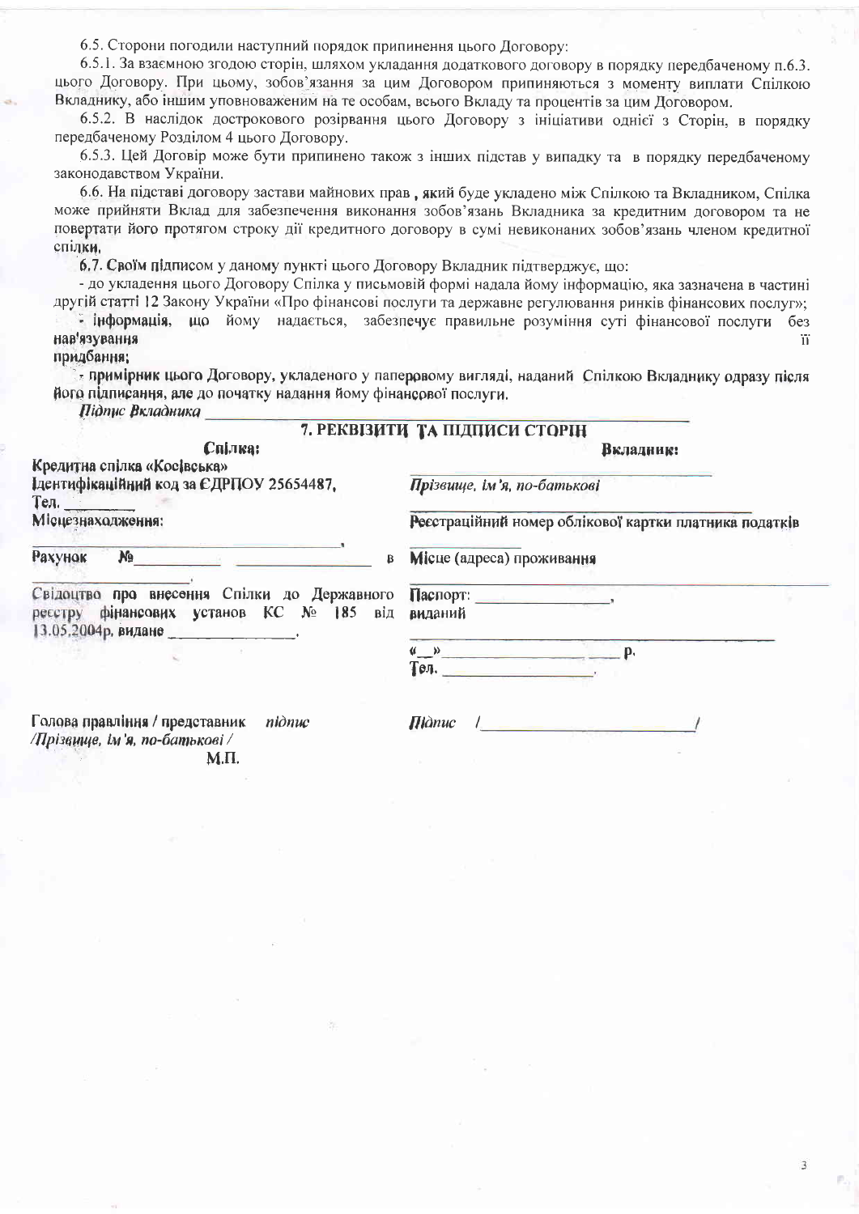6.5. Сторони погодили наступний порядок припинення цього Договору:

6.5.1. За взаємною згодою сторін, шляхом укладання додаткового договору в порядку передбаченому п.6.3. цього Договору. При цьому, зобов'язання за цим Договором припиняються з моменту виплати Спілкою Вкладнику, або іншим уповноваженим на те особам, всього Вкладу та процентів за цим Договором.

6.5.2. В наслідок дострокового розірвання цього Договору з ініціативи однієї з Сторін, в порядку передбаченому Розділом 4 цього Договору.

6.5.3. Цей Договір може бути припинено також з інших підстав у випадку та в порядку передбаченому законодавством України.

6.6. На підставі договору застави майнових прав, який буде укладено між Спілкою та Вкладником, Спілка може прийняти Вклад для забезпечення виконання зобов'язань Вкладника за кредитним договором та не повертати його протягом строку дії кредитного договору в сумі невиконаних зобов'язань членом кредитної спілки.

6.7. Своїм підписом у даному пункті цього Договору Вкладник підтверджує, що:

- до укладення цього Договору Спілка у письмовій формі надала йому інформацію, яка зазначена в частині другій статті 12 Закону України «Про фінансові послуги та державне регулювання ринків фінансових послуг»;
- інформація, що йому надається, забезпечує правильне розуміння суті фінансової послуги без нав'язування її придбання;
- примірник цього Договору, укладеного у паперовому вигляді, наданий Спілкою Вкладнику одразу після його підписання, але до початку надання йому фінансової послуги.

*Підпис Вкладника* ____________________________________________

## 7. РЕКВІЗИТИ ТА ПІДПИСИ СТОРІН

**Спілка:**

**Кредитна спілка «Косівська»**
**Ідентифікаційний код за ЄДРПОУ 25654487,**
**Тел.** ________
**Місцезнаходження:**
____________________________________,
**Рахунок №** __________ ______________ в
______________.
**Свідоцтво про внесення Спілки до Державного реєстру фінансових установ КС № 185 від 13.05.2004р. видане** ______________.

Голова правління / представник *підпис*
*/Прізвище, ім'я, по-батькові /*
М.П.

**Вкладник:**

____________________________________
*Прізвище, ім'я, по-батькові*
____________________________________
**Реєстраційний номер облікової картки платника податків**
______________
**Місце (адреса) проживання**
____________________________________
**Паспорт:** ______________,
**виданий**
____________________________________
«__» ____________________ р.
**Тел.** ________________.

*Підпис* /________________________/